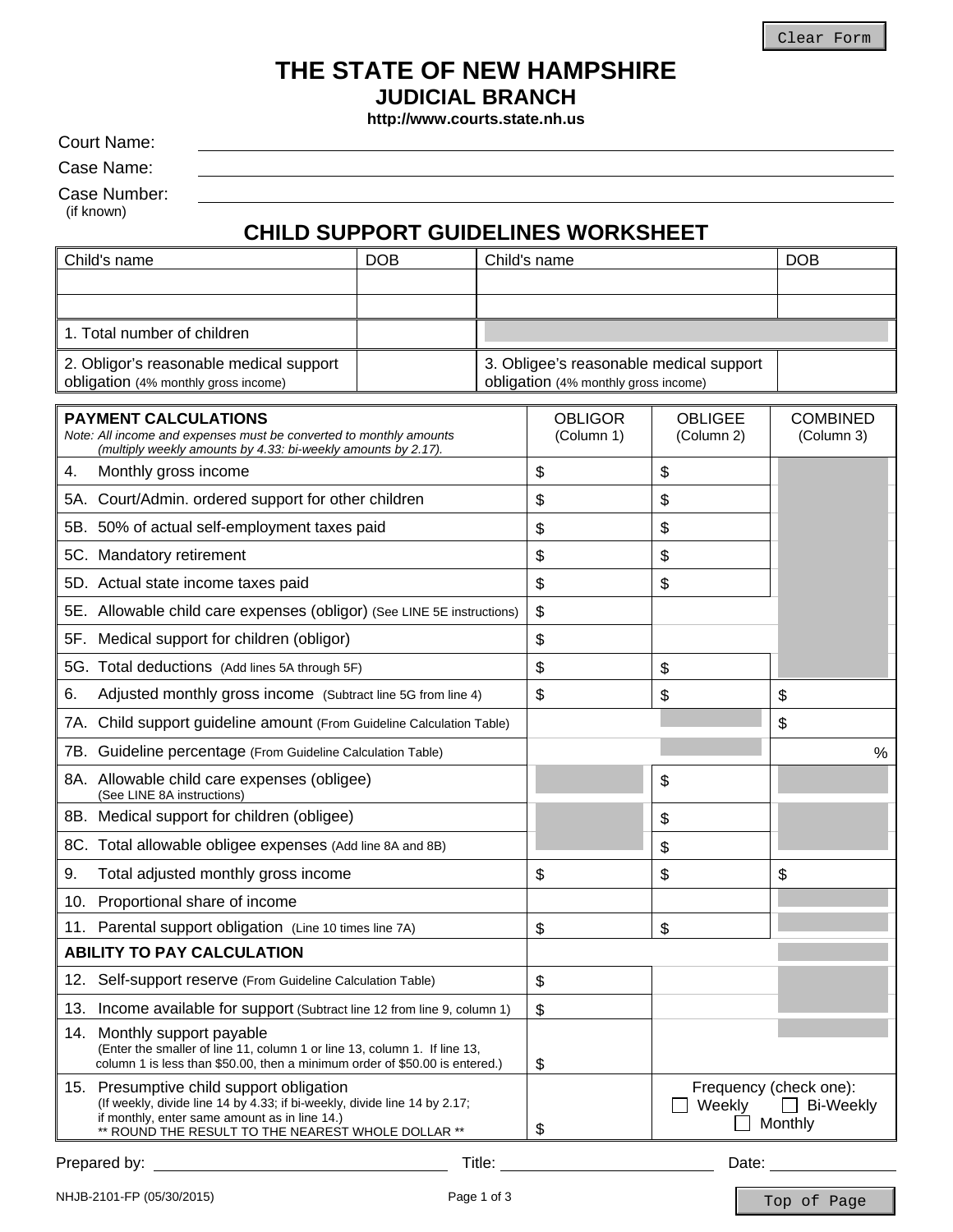# THE STATE OF NEW HAMPSHIRE
## JUDICIAL BRANCH

**http://www.courts.state.nh.us**

Court Name: ______________________

Case Name: ______________________

Case Number: ______________________
(if known)

## CHILD SUPPORT GUIDELINES WORKSHEET

| Child's name | DOB | Child's name | DOB |
|---|---|---|---|
| | | | |
| | | | |
| 1. Total number of children | | | |
| 2. Obligor's reasonable medical support obligation (4% monthly gross income) | | 3. Obligee's reasonable medical support obligation (4% monthly gross income) | |

| **PAYMENT CALCULATIONS** *Note: All income and expenses must be converted to monthly amounts (multiply weekly amounts by 4.33: bi-weekly amounts by 2.17).* | OBLIGOR (Column 1) | OBLIGEE (Column 2) | COMBINED (Column 3) |
|---|---|---|---|
| 4. Monthly gross income | $ | $ | |
| 5A. Court/Admin. ordered support for other children | $ | $ | |
| 5B. 50% of actual self-employment taxes paid | $ | $ | |
| 5C. Mandatory retirement | $ | $ | |
| 5D. Actual state income taxes paid | $ | $ | |
| 5E. Allowable child care expenses (obligor) (See LINE 5E instructions) | $ | | |
| 5F. Medical support for children (obligor) | $ | | |
| 5G. Total deductions (Add lines 5A through 5F) | $ | $ | |
| 6. Adjusted monthly gross income (Subtract line 5G from line 4) | $ | $ | $ |
| 7A. Child support guideline amount (From Guideline Calculation Table) | | | $ |
| 7B. Guideline percentage (From Guideline Calculation Table) | | | % |
| 8A. Allowable child care expenses (obligee) (See LINE 8A instructions) | | $ | |
| 8B. Medical support for children (obligee) | | $ | |
| 8C. Total allowable obligee expenses (Add line 8A and 8B) | | $ | |
| 9. Total adjusted monthly gross income | $ | $ | $ |
| 10. Proportional share of income | | | |
| 11. Parental support obligation (Line 10 times line 7A) | $ | $ | |
| **ABILITY TO PAY CALCULATION** | | | |
| 12. Self-support reserve (From Guideline Calculation Table) | $ | | |
| 13. Income available for support (Subtract line 12 from line 9, column 1) | $ | | |
| 14. Monthly support payable (Enter the smaller of line 11, column 1 or line 13, column 1. If line 13, column 1 is less than $50.00, then a minimum order of $50.00 is entered.) | $ | | |
| 15. Presumptive child support obligation (If weekly, divide line 14 by 4.33; if bi-weekly, divide line 14 by 2.17; if monthly, enter same amount as in line 14.) ** ROUND THE RESULT TO THE NEAREST WHOLE DOLLAR ** | $ | Frequency (check one): ☐ Weekly ☐ Bi-Weekly ☐ Monthly | |

Prepared by: ______________________ Title: ______________________ Date: ______________

NHJB-2101-FP (05/30/2015)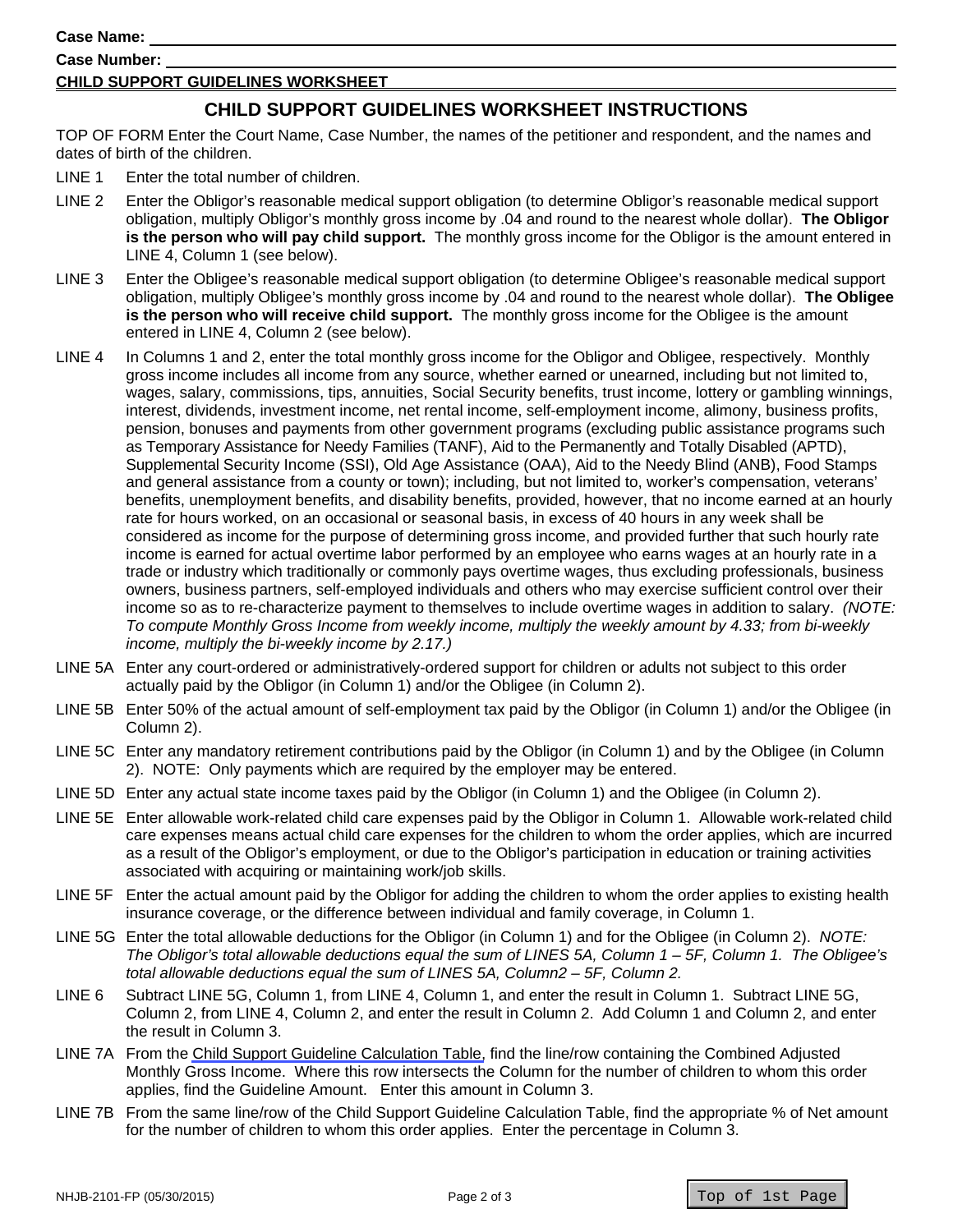**Case Name:**

**Case Number:**

**CHILD SUPPORT GUIDELINES WORKSHEET**

## CHILD SUPPORT GUIDELINES WORKSHEET INSTRUCTIONS

TOP OF FORM Enter the Court Name, Case Number, the names of the petitioner and respondent, and the names and dates of birth of the children.

LINE 1 Enter the total number of children.

LINE 2 Enter the Obligor's reasonable medical support obligation (to determine Obligor's reasonable medical support obligation, multiply Obligor's monthly gross income by .04 and round to the nearest whole dollar). **The Obligor is the person who will pay child support.** The monthly gross income for the Obligor is the amount entered in LINE 4, Column 1 (see below).

LINE 3 Enter the Obligee's reasonable medical support obligation (to determine Obligee's reasonable medical support obligation, multiply Obligee's monthly gross income by .04 and round to the nearest whole dollar). **The Obligee is the person who will receive child support.** The monthly gross income for the Obligee is the amount entered in LINE 4, Column 2 (see below).

LINE 4 In Columns 1 and 2, enter the total monthly gross income for the Obligor and Obligee, respectively. Monthly gross income includes all income from any source, whether earned or unearned, including but not limited to, wages, salary, commissions, tips, annuities, Social Security benefits, trust income, lottery or gambling winnings, interest, dividends, investment income, net rental income, self-employment income, alimony, business profits, pension, bonuses and payments from other government programs (excluding public assistance programs such as Temporary Assistance for Needy Families (TANF), Aid to the Permanently and Totally Disabled (APTD), Supplemental Security Income (SSI), Old Age Assistance (OAA), Aid to the Needy Blind (ANB), Food Stamps and general assistance from a county or town); including, but not limited to, worker's compensation, veterans' benefits, unemployment benefits, and disability benefits, provided, however, that no income earned at an hourly rate for hours worked, on an occasional or seasonal basis, in excess of 40 hours in any week shall be considered as income for the purpose of determining gross income, and provided further that such hourly rate income is earned for actual overtime labor performed by an employee who earns wages at an hourly rate in a trade or industry which traditionally or commonly pays overtime wages, thus excluding professionals, business owners, business partners, self-employed individuals and others who may exercise sufficient control over their income so as to re-characterize payment to themselves to include overtime wages in addition to salary. *(NOTE: To compute Monthly Gross Income from weekly income, multiply the weekly amount by 4.33; from bi-weekly income, multiply the bi-weekly income by 2.17.)*

LINE 5A Enter any court-ordered or administratively-ordered support for children or adults not subject to this order actually paid by the Obligor (in Column 1) and/or the Obligee (in Column 2).

LINE 5B Enter 50% of the actual amount of self-employment tax paid by the Obligor (in Column 1) and/or the Obligee (in Column 2).

LINE 5C Enter any mandatory retirement contributions paid by the Obligor (in Column 1) and by the Obligee (in Column 2). NOTE: Only payments which are required by the employer may be entered.

LINE 5D Enter any actual state income taxes paid by the Obligor (in Column 1) and the Obligee (in Column 2).

LINE 5E Enter allowable work-related child care expenses paid by the Obligor in Column 1. Allowable work-related child care expenses means actual child care expenses for the children to whom the order applies, which are incurred as a result of the Obligor's employment, or due to the Obligor's participation in education or training activities associated with acquiring or maintaining work/job skills.

LINE 5F Enter the actual amount paid by the Obligor for adding the children to whom the order applies to existing health insurance coverage, or the difference between individual and family coverage, in Column 1.

LINE 5G Enter the total allowable deductions for the Obligor (in Column 1) and for the Obligee (in Column 2). *NOTE: The Obligor's total allowable deductions equal the sum of LINES 5A, Column 1 – 5F, Column 1. The Obligee's total allowable deductions equal the sum of LINES 5A, Column2 – 5F, Column 2.*

LINE 6 Subtract LINE 5G, Column 1, from LINE 4, Column 1, and enter the result in Column 1. Subtract LINE 5G, Column 2, from LINE 4, Column 2, and enter the result in Column 2. Add Column 1 and Column 2, and enter the result in Column 3.

LINE 7A From the Child Support Guideline Calculation Table, find the line/row containing the Combined Adjusted Monthly Gross Income. Where this row intersects the Column for the number of children to whom this order applies, find the Guideline Amount. Enter this amount in Column 3.

LINE 7B From the same line/row of the Child Support Guideline Calculation Table, find the appropriate % of Net amount for the number of children to whom this order applies. Enter the percentage in Column 3.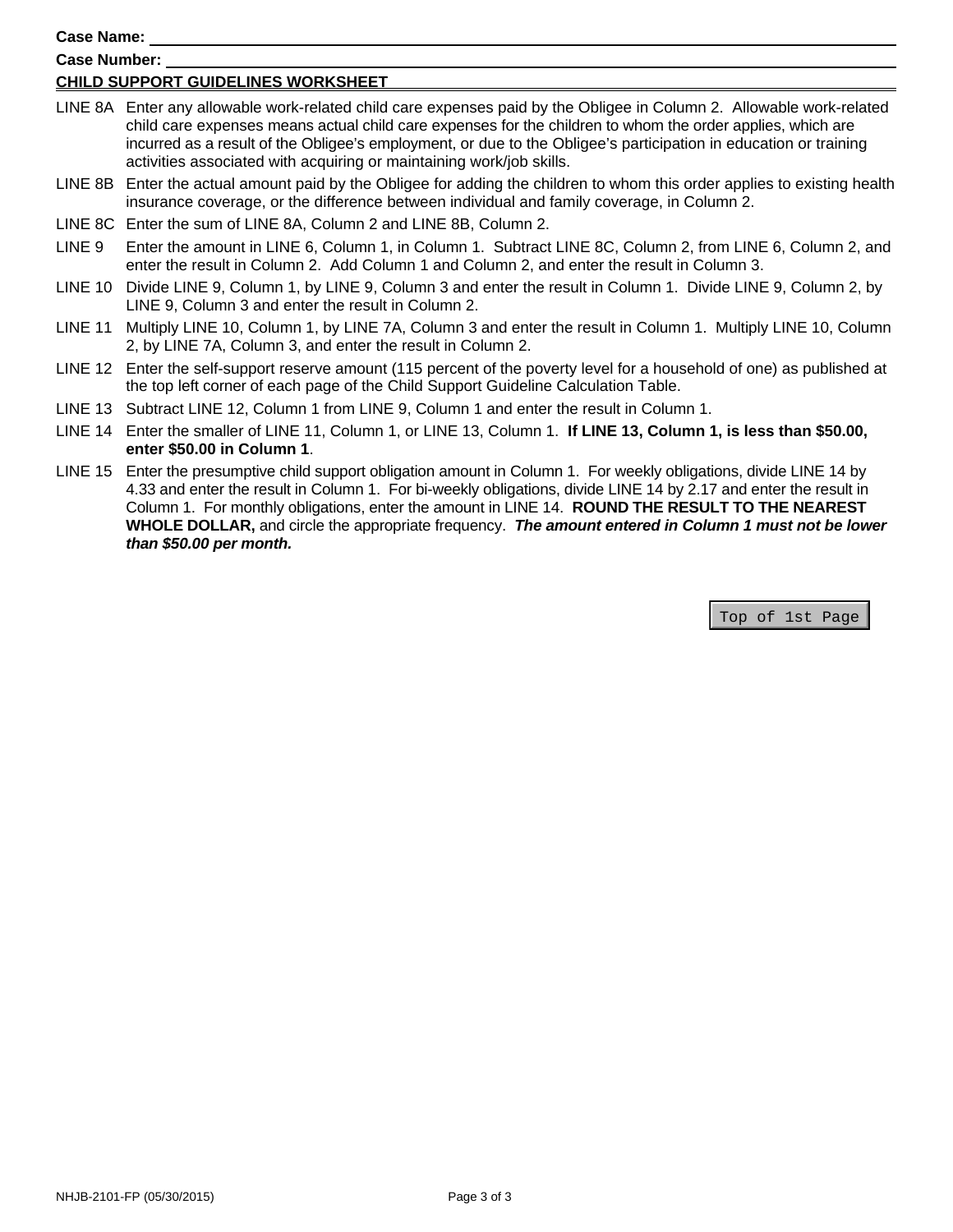Case Name: ______________________________

Case Number: ______________________________

**CHILD SUPPORT GUIDELINES WORKSHEET**

LINE 8A Enter any allowable work-related child care expenses paid by the Obligee in Column 2. Allowable work-related child care expenses means actual child care expenses for the children to whom the order applies, which are incurred as a result of the Obligee's employment, or due to the Obligee's participation in education or training activities associated with acquiring or maintaining work/job skills.

LINE 8B Enter the actual amount paid by the Obligee for adding the children to whom this order applies to existing health insurance coverage, or the difference between individual and family coverage, in Column 2.

LINE 8C Enter the sum of LINE 8A, Column 2 and LINE 8B, Column 2.

LINE 9 Enter the amount in LINE 6, Column 1, in Column 1. Subtract LINE 8C, Column 2, from LINE 6, Column 2, and enter the result in Column 2. Add Column 1 and Column 2, and enter the result in Column 3.

LINE 10 Divide LINE 9, Column 1, by LINE 9, Column 3 and enter the result in Column 1. Divide LINE 9, Column 2, by LINE 9, Column 3 and enter the result in Column 2.

LINE 11 Multiply LINE 10, Column 1, by LINE 7A, Column 3 and enter the result in Column 1. Multiply LINE 10, Column 2, by LINE 7A, Column 3, and enter the result in Column 2.

LINE 12 Enter the self-support reserve amount (115 percent of the poverty level for a household of one) as published at the top left corner of each page of the Child Support Guideline Calculation Table.

LINE 13 Subtract LINE 12, Column 1 from LINE 9, Column 1 and enter the result in Column 1.

LINE 14 Enter the smaller of LINE 11, Column 1, or LINE 13, Column 1. **If LINE 13, Column 1, is less than $50.00, enter $50.00 in Column 1**.

LINE 15 Enter the presumptive child support obligation amount in Column 1. For weekly obligations, divide LINE 14 by 4.33 and enter the result in Column 1. For bi-weekly obligations, divide LINE 14 by 2.17 and enter the result in Column 1. For monthly obligations, enter the amount in LINE 14. **ROUND THE RESULT TO THE NEAREST WHOLE DOLLAR,** and circle the appropriate frequency. ***The amount entered in Column 1 must not be lower than $50.00 per month.***

Top of 1st Page

NHJB-2101-FP (05/30/2015)